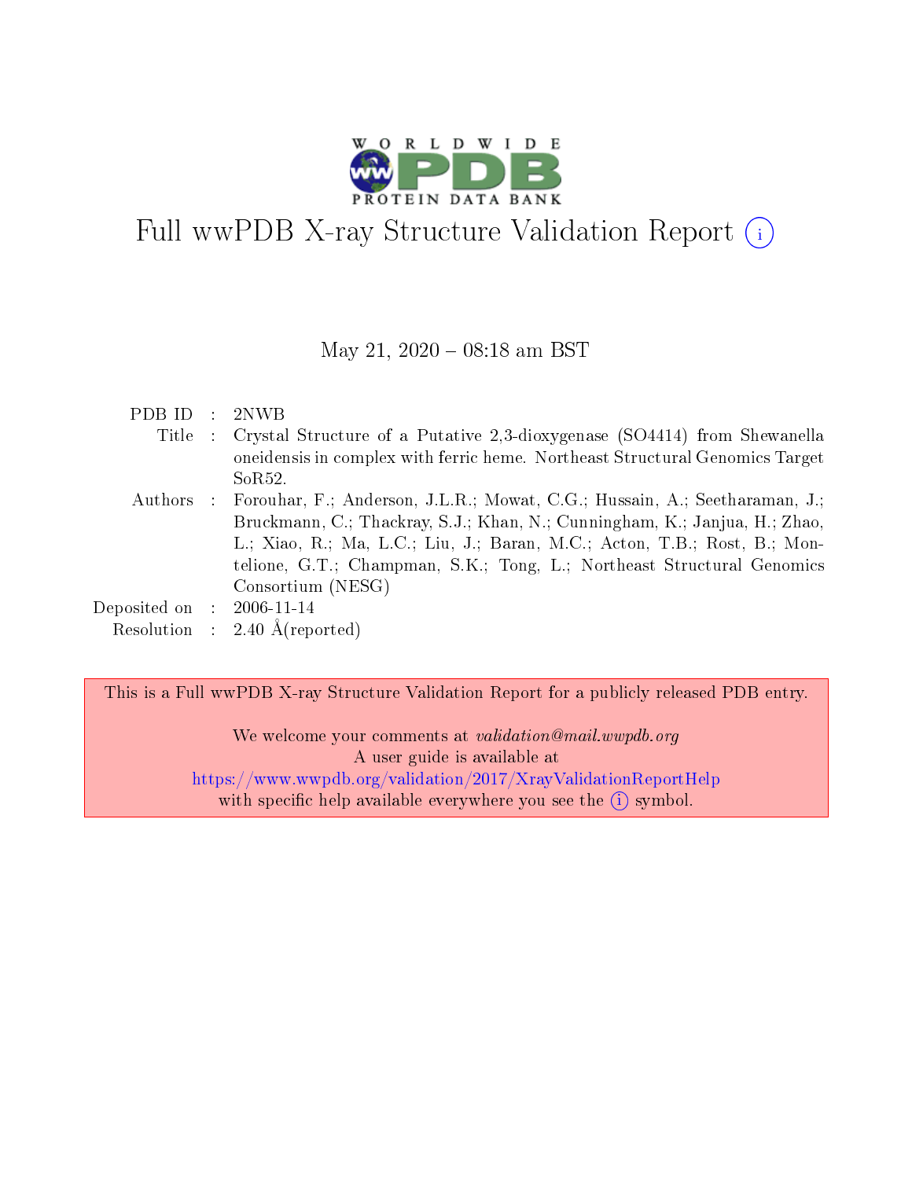# Full wwPDB X-ray Structure Validation Report

May 21, 2020 – 08:18 am BST

| | | |
|---|---|---|
| PDB ID | : | 2NWB |
| Title | : | Crystal Structure of a Putative 2,3-dioxygenase (SO4414) from Shewanella oneidensis in complex with ferric heme. Northeast Structural Genomics Target SoR52. |
| Authors | : | Forouhar, F.; Anderson, J.L.R.; Mowat, C.G.; Hussain, A.; Seetharaman, J.; Bruckmann, C.; Thackray, S.J.; Khan, N.; Cunningham, K.; Janjua, H.; Zhao, L.; Xiao, R.; Ma, L.C.; Liu, J.; Baran, M.C.; Acton, T.B.; Rost, B.; Montelione, G.T.; Champman, S.K.; Tong, L.; Northeast Structural Genomics Consortium (NESG) |
| Deposited on | : | 2006-11-14 |
| Resolution | : | 2.40 Å(reported) |

This is a Full wwPDB X-ray Structure Validation Report for a publicly released PDB entry.

We welcome your comments at *validation@mail.wwpdb.org*
A user guide is available at
https://www.wwpdb.org/validation/2017/XrayValidationReportHelp
with specific help available everywhere you see the (i) symbol.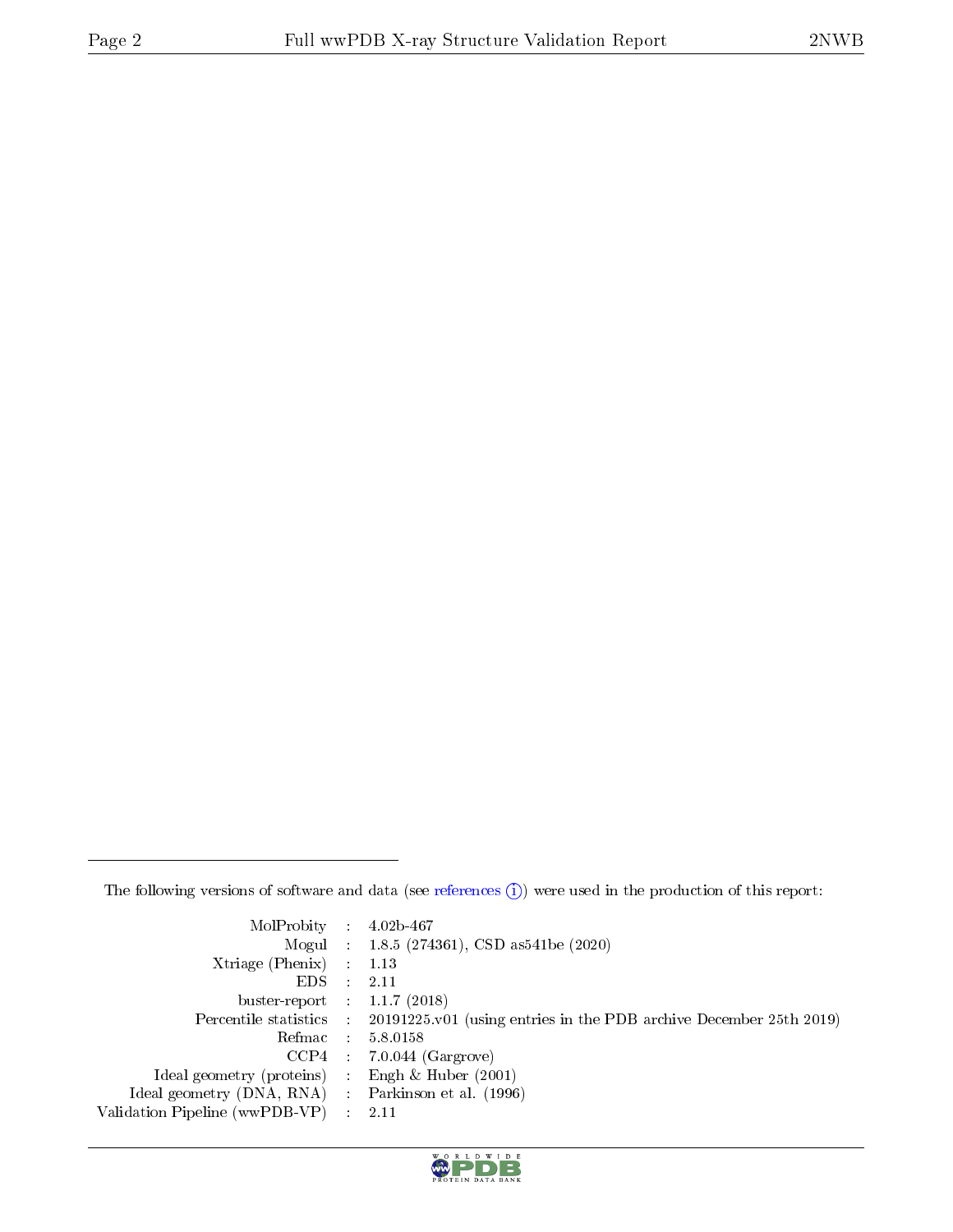The following versions of software and data (see references (i)) were used in the production of this report:

| | | |
|---|---|---|
| MolProbity | : | 4.02b-467 |
| Mogul | : | 1.8.5 (274361), CSD as541be (2020) |
| Xtriage (Phenix) | : | 1.13 |
| EDS | : | 2.11 |
| buster-report | : | 1.1.7 (2018) |
| Percentile statistics | : | 20191225.v01 (using entries in the PDB archive December 25th 2019) |
| Refmac | : | 5.8.0158 |
| CCP4 | : | 7.0.044 (Gargrove) |
| Ideal geometry (proteins) | : | Engh & Huber (2001) |
| Ideal geometry (DNA, RNA) | : | Parkinson et al. (1996) |
| Validation Pipeline (wwPDB-VP) | : | 2.11 |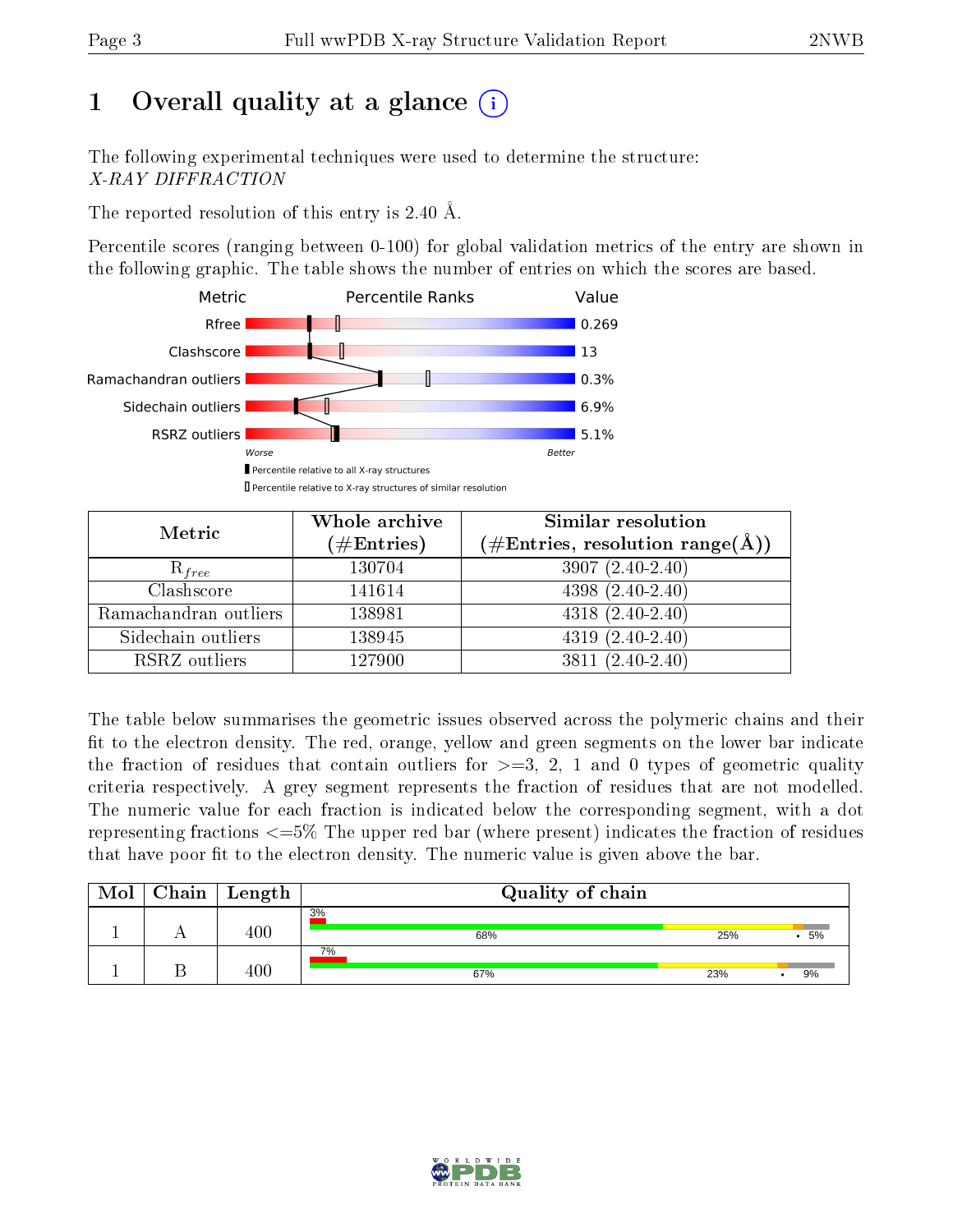# 1 Overall quality at a glance

The following experimental techniques were used to determine the structure:
*X-RAY DIFFRACTION*

The reported resolution of this entry is 2.40 Å.

Percentile scores (ranging between 0-100) for global validation metrics of the entry are shown in the following graphic. The table shows the number of entries on which the scores are based.

| Metric | Value |
|---|---|
| Rfree | 0.269 |
| Clashscore | 13 |
| Ramachandran outliers | 0.3% |
| Sidechain outliers | 6.9% |
| RSRZ outliers | 5.1% |

Worse — Better

■ Percentile relative to all X-ray structures
□ Percentile relative to X-ray structures of similar resolution

| Metric | Whole archive (#Entries) | Similar resolution (#Entries, resolution range(Å)) |
|---|---|---|
| $R_{free}$ | 130704 | 3907 (2.40-2.40) |
| Clashscore | 141614 | 4398 (2.40-2.40) |
| Ramachandran outliers | 138981 | 4318 (2.40-2.40) |
| Sidechain outliers | 138945 | 4319 (2.40-2.40) |
| RSRZ outliers | 127900 | 3811 (2.40-2.40) |

The table below summarises the geometric issues observed across the polymeric chains and their fit to the electron density. The red, orange, yellow and green segments on the lower bar indicate the fraction of residues that contain outliers for >=3, 2, 1 and 0 types of geometric quality criteria respectively. A grey segment represents the fraction of residues that are not modelled. The numeric value for each fraction is indicated below the corresponding segment, with a dot representing fractions <=5% The upper red bar (where present) indicates the fraction of residues that have poor fit to the electron density. The numeric value is given above the bar.

| Mol | Chain | Length | Quality of chain |
|---|---|---|---|
| 1 | A | 400 | 3% (poor fit); 68% green, 25% yellow, • orange, 5% grey |
| 1 | B | 400 | 7% (poor fit); 67% green, 23% yellow, • orange, 9% grey |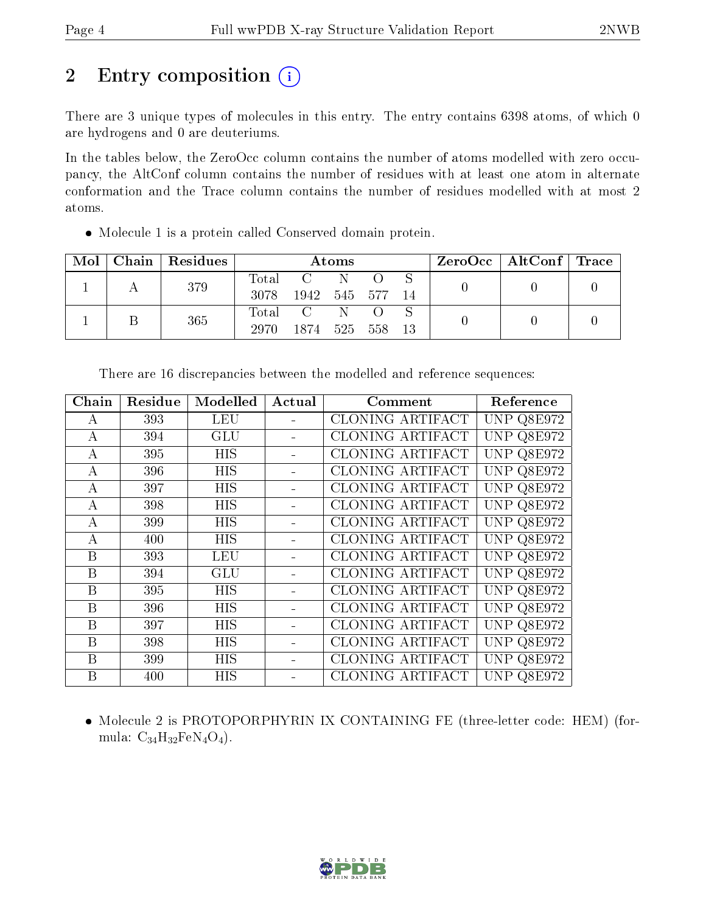## 2 Entry composition (i)

There are 3 unique types of molecules in this entry. The entry contains 6398 atoms, of which 0 are hydrogens and 0 are deuteriums.

In the tables below, the ZeroOcc column contains the number of atoms modelled with zero occupancy, the AltConf column contains the number of residues with at least one atom in alternate conformation and the Trace column contains the number of residues modelled with at most 2 atoms.

- Molecule 1 is a protein called Conserved domain protein.

| Mol | Chain | Residues | Atoms | | | | | ZeroOcc | AltConf | Trace |
|---|---|---|---|---|---|---|---|---|---|---|
| 1 | A | 379 | Total 3078 | C 1942 | N 545 | O 577 | S 14 | 0 | 0 | 0 |
| 1 | B | 365 | Total 2970 | C 1874 | N 525 | O 558 | S 13 | 0 | 0 | 0 |

There are 16 discrepancies between the modelled and reference sequences:

| Chain | Residue | Modelled | Actual | Comment | Reference |
|---|---|---|---|---|---|
| A | 393 | LEU | - | CLONING ARTIFACT | UNP Q8E972 |
| A | 394 | GLU | - | CLONING ARTIFACT | UNP Q8E972 |
| A | 395 | HIS | - | CLONING ARTIFACT | UNP Q8E972 |
| A | 396 | HIS | - | CLONING ARTIFACT | UNP Q8E972 |
| A | 397 | HIS | - | CLONING ARTIFACT | UNP Q8E972 |
| A | 398 | HIS | - | CLONING ARTIFACT | UNP Q8E972 |
| A | 399 | HIS | - | CLONING ARTIFACT | UNP Q8E972 |
| A | 400 | HIS | - | CLONING ARTIFACT | UNP Q8E972 |
| B | 393 | LEU | - | CLONING ARTIFACT | UNP Q8E972 |
| B | 394 | GLU | - | CLONING ARTIFACT | UNP Q8E972 |
| B | 395 | HIS | - | CLONING ARTIFACT | UNP Q8E972 |
| B | 396 | HIS | - | CLONING ARTIFACT | UNP Q8E972 |
| B | 397 | HIS | - | CLONING ARTIFACT | UNP Q8E972 |
| B | 398 | HIS | - | CLONING ARTIFACT | UNP Q8E972 |
| B | 399 | HIS | - | CLONING ARTIFACT | UNP Q8E972 |
| B | 400 | HIS | - | CLONING ARTIFACT | UNP Q8E972 |

- Molecule 2 is PROTOPORPHYRIN IX CONTAINING FE (three-letter code: HEM) (formula: $C_{34}H_{32}FeN_4O_4$).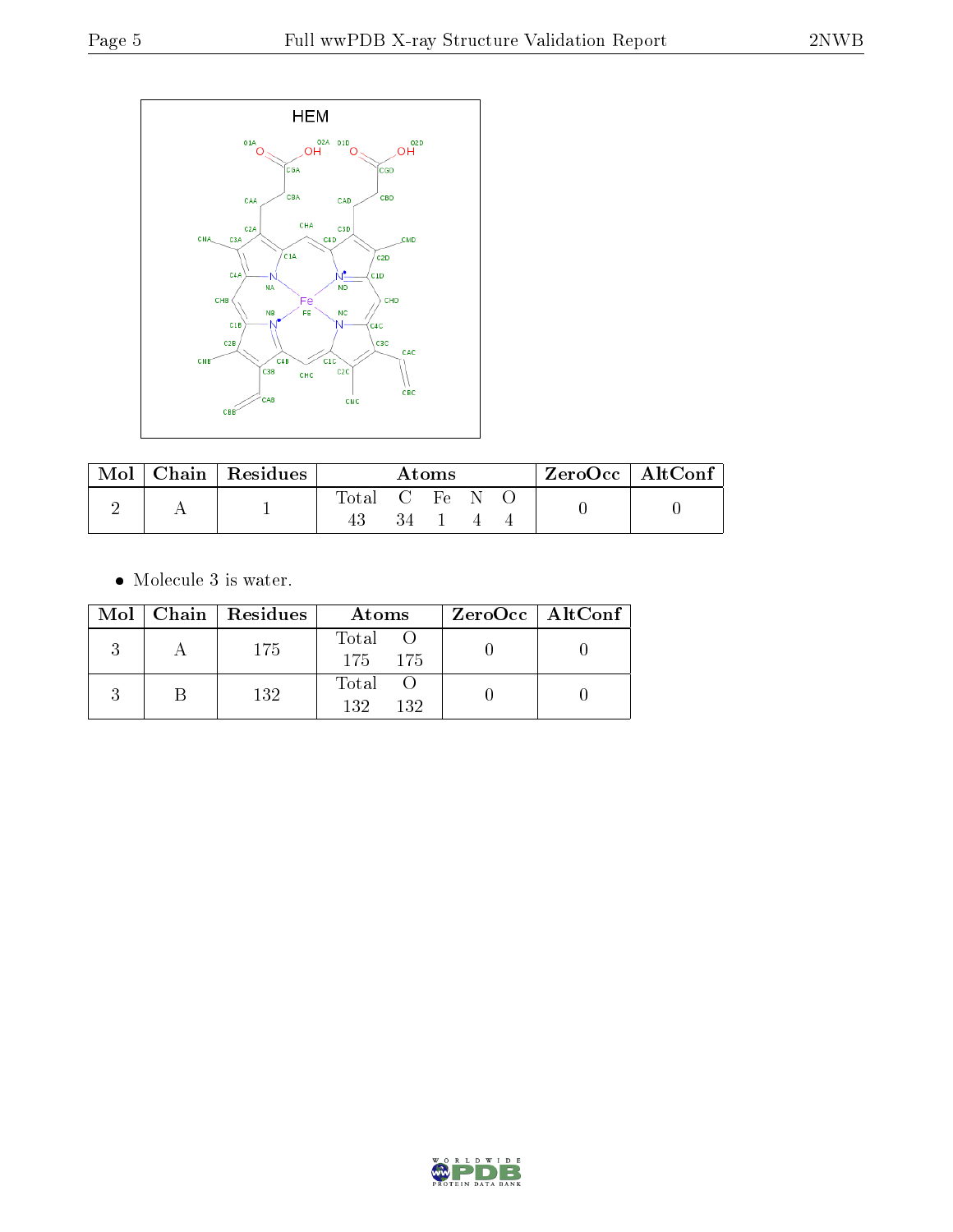| Mol | Chain | Residues | Atoms | ZeroOcc | AltConf |
|---|---|---|---|---|---|
| 2 | A | 1 | Total C Fe N O<br>43 34 1 4 4 | 0 | 0 |

- Molecule 3 is water.

| Mol | Chain | Residues | Atoms | ZeroOcc | AltConf |
|---|---|---|---|---|---|
| 3 | A | 175 | Total O<br>175 175 | 0 | 0 |
| 3 | B | 132 | Total O<br>132 132 | 0 | 0 |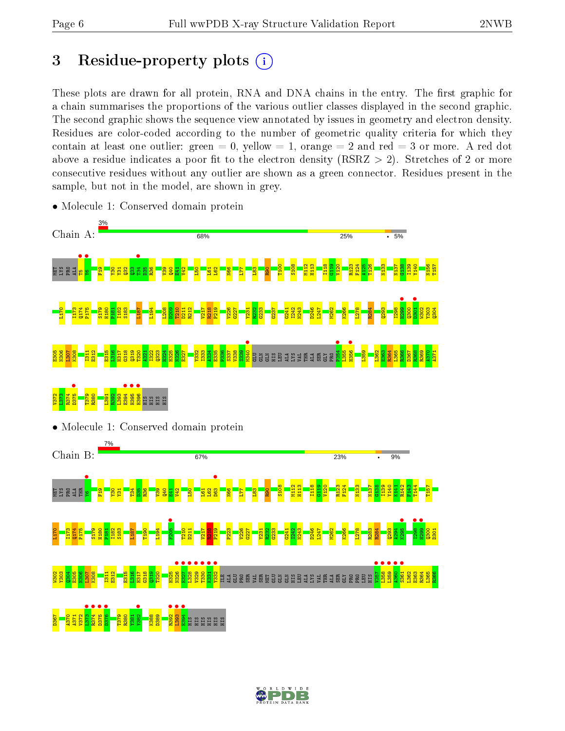# 3 Residue-property plots

These plots are drawn for all protein, RNA and DNA chains in the entry. The first graphic for a chain summarises the proportions of the various outlier classes displayed in the second graphic. The second graphic shows the sequence view annotated by issues in geometry and electron density. Residues are color-coded according to the number of geometric quality criteria for which they contain at least one outlier: green = 0, yellow = 1, orange = 2 and red = 3 or more. A red dot above a residue indicates a poor fit to the electron density (RSRZ > 2). Stretches of 2 or more consecutive residues without any outlier are shown as a green connector. Residues present in the sample, but not in the model, are shown in grey.

- Molecule 1: Conserved domain protein

Chain A: 3% | 68% | 25% | • | 5%

MET LYS PRO ALA T5 Y6 F19 Y30 Y31 Q32 Q33 T34 D35 R36 V39 Q40 H41 V42 L50 L61 L62 N66 L77 L83 R90 T100 S108 M112 H113 I118 G119 V120 R123 F124 A125 T126 N133 N137 G138 I139 Y140 N156 T157 I170 I173 Q174 P175 S179 H180 P181 I182 S183 L187 L194 L208 P209 D210 D211 R212 V217 R218 P219 V226 G227 Y231 R232 G233 G237 G241 I242 N243 D246 L247 M262 K266 L278 R284 Q293 I298 H299 Q300 D301 W302 Y303 Q304 E305 N306 L307 K308 I311 E312 E315 L316 H317 G318 Q319 T320 A321 I322 Q323 H324 H325 N326 E327 Y332 I333 A334 K335 F336 S337 V338 S339 M340 GLU GLN GLN HIS LEU ALA LYS VAL THR ALA SER GLY PRO F354 L355 H356 L359 L362 E363 R364 L365 R366 D367 R368 R369 A370 A371 V372 L373 R374 D375 T379 R380 L391 R392 L393 E394 H395 H396 HIS HIS HIS HIS

- Molecule 1: Conserved domain protein

Chain B: 7% | 67% | 23% | • | 9%

MET LYS PRO ALA THR Y6 F19 Y30 Y31 T34 D35 R36 V39 Q40 H41 V42 L50 L61 L62 D63 N66 L77 L83 R90 S108 M112 H113 I118 G119 V120 R123 F124 N133 N137 G138 I139 Y140 K141 R142 F143 T144 T157 I170 I173 Q174 P175 S179 H180 P181 I182 S183 L187 T190 L194 P205 T210 D211 V217 R218 P219 F223 V226 G227 Y231 R232 G233 G241 I242 N243 D246 L247 M262 K266 L278 R283 R284 Q293 I294 K295 I298 H299 Q300 D301 W302 Y303 Q304 E305 N306 L307 K308 I311 E312 E315 L316 H317 G318 Q319 T320 H325 N326 E327 L328 V329 T330 K331 Y332 ILE ALA GLU PRO SER VAL SER MET GLU GLN GLN HIS LEU ALA LYS VAL THR ALA SER GLY PRO PRO LEU HIS V357 L358 L359 A360 S361 L362 E363 R364 L365 R366 D367 A370 A371 V372 L373 R374 D375 D376 T379 R380 Y381 Y382 K388 D389 R392 L393 E394 HIS HIS HIS HIS HIS HIS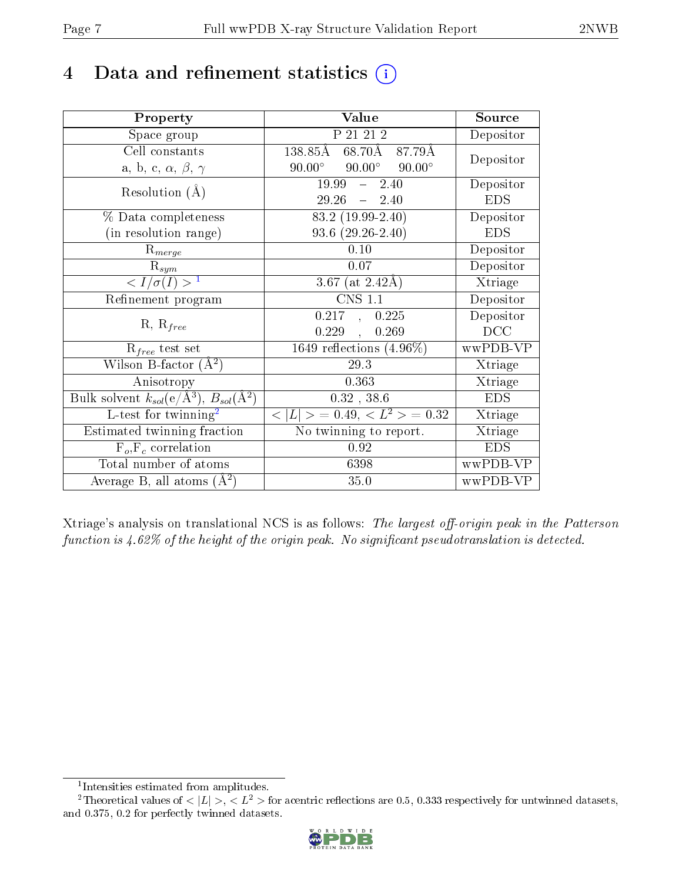# 4 Data and refinement statistics

| Property | Value | Source |
|---|---|---|
| Space group | P 21 21 2 | Depositor |
| Cell constants<br>a, b, c, $\alpha$, $\beta$, $\gamma$ | 138.85Å 68.70Å 87.79Å<br>90.00° 90.00° 90.00° | Depositor |
| Resolution (Å) | 19.99 – 2.40<br>29.26 – 2.40 | Depositor<br>EDS |
| % Data completeness<br>(in resolution range) | 83.2 (19.99-2.40)<br>93.6 (29.26-2.40) | Depositor<br>EDS |
| $R_{merge}$ | 0.10 | Depositor |
| $R_{sym}$ | 0.07 | Depositor |
| $< I/\sigma(I) >$ [1] | 3.67 (at 2.42Å) | Xtriage |
| Refinement program | CNS 1.1 | Depositor |
| R, $R_{free}$ | 0.217 , 0.225<br>0.229 , 0.269 | Depositor<br>DCC |
| $R_{free}$ test set | 1649 reflections (4.96%) | wwPDB-VP |
| Wilson B-factor (Å$^2$) | 29.3 | Xtriage |
| Anisotropy | 0.363 | Xtriage |
| Bulk solvent $k_{sol}$(e/Å$^3$), $B_{sol}$(Å$^2$) | 0.32 , 38.6 | EDS |
| L-test for twinning[2] | $< \lvert L \rvert >$ = 0.49, $< L^2 >$ = 0.32 | Xtriage |
| Estimated twinning fraction | No twinning to report. | Xtriage |
| $F_o$,$F_c$ correlation | 0.92 | EDS |
| Total number of atoms | 6398 | wwPDB-VP |
| Average B, all atoms (Å$^2$) | 35.0 | wwPDB-VP |

Xtriage's analysis on translational NCS is as follows: *The largest off-origin peak in the Patterson function is 4.62% of the height of the origin peak. No significant pseudotranslation is detected.*

[1] Intensities estimated from amplitudes.

[2] Theoretical values of $< |L| >$, $< L^2 >$ for acentric reflections are 0.5, 0.333 respectively for untwinned datasets, and 0.375, 0.2 for perfectly twinned datasets.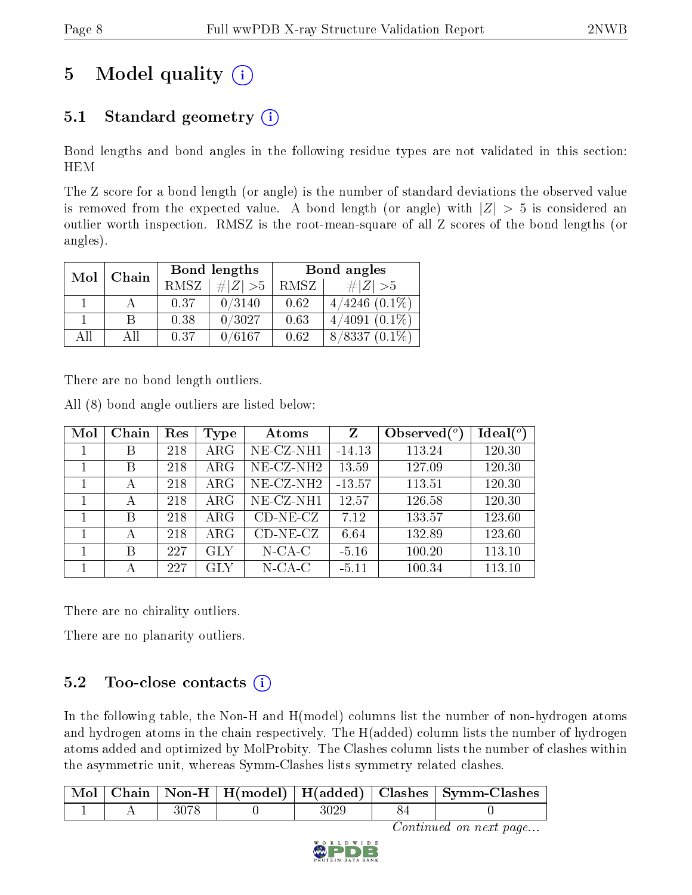# 5 Model quality (i)

## 5.1 Standard geometry (i)

Bond lengths and bond angles in the following residue types are not validated in this section: HEM

The Z score for a bond length (or angle) is the number of standard deviations the observed value is removed from the expected value. A bond length (or angle) with $|Z| > 5$ is considered an outlier worth inspection. RMSZ is the root-mean-square of all Z scores of the bond lengths (or angles).

| Mol | Chain | Bond lengths | | Bond angles | |
|---|---|---|---|---|---|
| | | RMSZ | #$\|Z\|$ >5 | RMSZ | #$\|Z\|$ >5 |
| 1 | A | 0.37 | 0/3140 | 0.62 | 4/4246 (0.1%) |
| 1 | B | 0.38 | 0/3027 | 0.63 | 4/4091 (0.1%) |
| All | All | 0.37 | 0/6167 | 0.62 | 8/8337 (0.1%) |

There are no bond length outliers.

All (8) bond angle outliers are listed below:

| Mol | Chain | Res | Type | Atoms | Z | Observed(°) | Ideal(°) |
|---|---|---|---|---|---|---|---|
| 1 | B | 218 | ARG | NE-CZ-NH1 | -14.13 | 113.24 | 120.30 |
| 1 | B | 218 | ARG | NE-CZ-NH2 | 13.59 | 127.09 | 120.30 |
| 1 | A | 218 | ARG | NE-CZ-NH2 | -13.57 | 113.51 | 120.30 |
| 1 | A | 218 | ARG | NE-CZ-NH1 | 12.57 | 126.58 | 120.30 |
| 1 | B | 218 | ARG | CD-NE-CZ | 7.12 | 133.57 | 123.60 |
| 1 | A | 218 | ARG | CD-NE-CZ | 6.64 | 132.89 | 123.60 |
| 1 | B | 227 | GLY | N-CA-C | -5.16 | 100.20 | 113.10 |
| 1 | A | 227 | GLY | N-CA-C | -5.11 | 100.34 | 113.10 |

There are no chirality outliers.

There are no planarity outliers.

## 5.2 Too-close contacts (i)

In the following table, the Non-H and H(model) columns list the number of non-hydrogen atoms and hydrogen atoms in the chain respectively. The H(added) column lists the number of hydrogen atoms added and optimized by MolProbity. The Clashes column lists the number of clashes within the asymmetric unit, whereas Symm-Clashes lists symmetry related clashes.

| Mol | Chain | Non-H | H(model) | H(added) | Clashes | Symm-Clashes |
|---|---|---|---|---|---|---|
| 1 | A | 3078 | 0 | 3029 | 84 | 0 |

*Continued on next page...*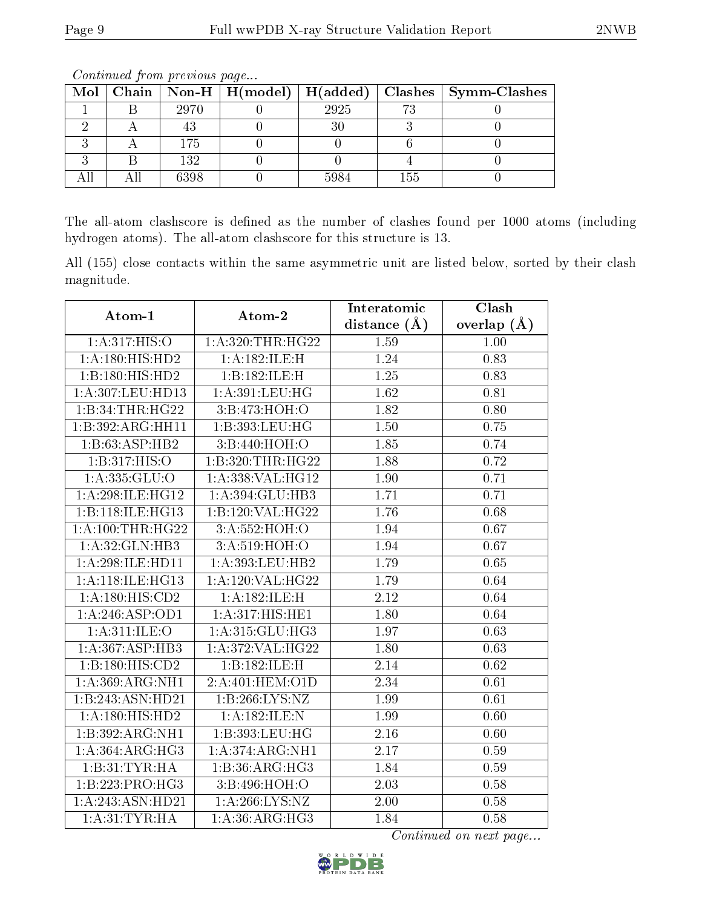*Continued from previous page...*

| Mol | Chain | Non-H | H(model) | H(added) | Clashes | Symm-Clashes |
|---|---|---|---|---|---|---|
| 1 | B | 2970 | 0 | 2925 | 73 | 0 |
| 2 | A | 43 | 0 | 30 | 3 | 0 |
| 3 | A | 175 | 0 | 0 | 6 | 0 |
| 3 | B | 132 | 0 | 0 | 4 | 0 |
| All | All | 6398 | 0 | 5984 | 155 | 0 |

The all-atom clashscore is defined as the number of clashes found per 1000 atoms (including hydrogen atoms). The all-atom clashscore for this structure is 13.

All (155) close contacts within the same asymmetric unit are listed below, sorted by their clash magnitude.

| Atom-1 | Atom-2 | Interatomic distance (Å) | Clash overlap (Å) |
|---|---|---|---|
| 1:A:317:HIS:O | 1:A:320:THR:HG22 | 1.59 | 1.00 |
| 1:A:180:HIS:HD2 | 1:A:182:ILE:H | 1.24 | 0.83 |
| 1:B:180:HIS:HD2 | 1:B:182:ILE:H | 1.25 | 0.83 |
| 1:A:307:LEU:HD13 | 1:A:391:LEU:HG | 1.62 | 0.81 |
| 1:B:34:THR:HG22 | 3:B:473:HOH:O | 1.82 | 0.80 |
| 1:B:392:ARG:HH11 | 1:B:393:LEU:HG | 1.50 | 0.75 |
| 1:B:63:ASP:HB2 | 3:B:440:HOH:O | 1.85 | 0.74 |
| 1:B:317:HIS:O | 1:B:320:THR:HG22 | 1.88 | 0.72 |
| 1:A:335:GLU:O | 1:A:338:VAL:HG12 | 1.90 | 0.71 |
| 1:A:298:ILE:HG12 | 1:A:394:GLU:HB3 | 1.71 | 0.71 |
| 1:B:118:ILE:HG13 | 1:B:120:VAL:HG22 | 1.76 | 0.68 |
| 1:A:100:THR:HG22 | 3:A:552:HOH:O | 1.94 | 0.67 |
| 1:A:32:GLN:HB3 | 3:A:519:HOH:O | 1.94 | 0.67 |
| 1:A:298:ILE:HD11 | 1:A:393:LEU:HB2 | 1.79 | 0.65 |
| 1:A:118:ILE:HG13 | 1:A:120:VAL:HG22 | 1.79 | 0.64 |
| 1:A:180:HIS:CD2 | 1:A:182:ILE:H | 2.12 | 0.64 |
| 1:A:246:ASP:OD1 | 1:A:317:HIS:HE1 | 1.80 | 0.64 |
| 1:A:311:ILE:O | 1:A:315:GLU:HG3 | 1.97 | 0.63 |
| 1:A:367:ASP:HB3 | 1:A:372:VAL:HG22 | 1.80 | 0.63 |
| 1:B:180:HIS:CD2 | 1:B:182:ILE:H | 2.14 | 0.62 |
| 1:A:369:ARG:NH1 | 2:A:401:HEM:O1D | 2.34 | 0.61 |
| 1:B:243:ASN:HD21 | 1:B:266:LYS:NZ | 1.99 | 0.61 |
| 1:A:180:HIS:HD2 | 1:A:182:ILE:N | 1.99 | 0.60 |
| 1:B:392:ARG:NH1 | 1:B:393:LEU:HG | 2.16 | 0.60 |
| 1:A:364:ARG:HG3 | 1:A:374:ARG:NH1 | 2.17 | 0.59 |
| 1:B:31:TYR:HA | 1:B:36:ARG:HG3 | 1.84 | 0.59 |
| 1:B:223:PRO:HG3 | 3:B:496:HOH:O | 2.03 | 0.58 |
| 1:A:243:ASN:HD21 | 1:A:266:LYS:NZ | 2.00 | 0.58 |
| 1:A:31:TYR:HA | 1:A:36:ARG:HG3 | 1.84 | 0.58 |

*Continued on next page...*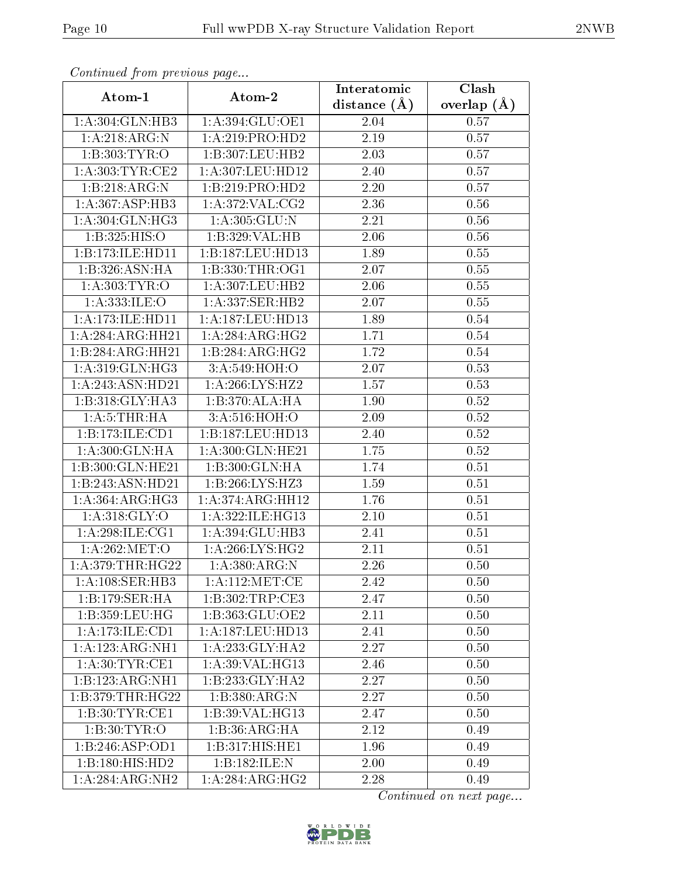*Continued from previous page...*

| Atom-1 | Atom-2 | Interatomic distance (Å) | Clash overlap (Å) |
| --- | --- | --- | --- |
| 1:A:304:GLN:HB3 | 1:A:394:GLU:OE1 | 2.04 | 0.57 |
| 1:A:218:ARG:N | 1:A:219:PRO:HD2 | 2.19 | 0.57 |
| 1:B:303:TYR:O | 1:B:307:LEU:HB2 | 2.03 | 0.57 |
| 1:A:303:TYR:CE2 | 1:A:307:LEU:HD12 | 2.40 | 0.57 |
| 1:B:218:ARG:N | 1:B:219:PRO:HD2 | 2.20 | 0.57 |
| 1:A:367:ASP:HB3 | 1:A:372:VAL:CG2 | 2.36 | 0.56 |
| 1:A:304:GLN:HG3 | 1:A:305:GLU:N | 2.21 | 0.56 |
| 1:B:325:HIS:O | 1:B:329:VAL:HB | 2.06 | 0.56 |
| 1:B:173:ILE:HD11 | 1:B:187:LEU:HD13 | 1.89 | 0.55 |
| 1:B:326:ASN:HA | 1:B:330:THR:OG1 | 2.07 | 0.55 |
| 1:A:303:TYR:O | 1:A:307:LEU:HB2 | 2.06 | 0.55 |
| 1:A:333:ILE:O | 1:A:337:SER:HB2 | 2.07 | 0.55 |
| 1:A:173:ILE:HD11 | 1:A:187:LEU:HD13 | 1.89 | 0.54 |
| 1:A:284:ARG:HH21 | 1:A:284:ARG:HG2 | 1.71 | 0.54 |
| 1:B:284:ARG:HH21 | 1:B:284:ARG:HG2 | 1.72 | 0.54 |
| 1:A:319:GLN:HG3 | 3:A:549:HOH:O | 2.07 | 0.53 |
| 1:A:243:ASN:HD21 | 1:A:266:LYS:HZ2 | 1.57 | 0.53 |
| 1:B:318:GLY:HA3 | 1:B:370:ALA:HA | 1.90 | 0.52 |
| 1:A:5:THR:HA | 3:A:516:HOH:O | 2.09 | 0.52 |
| 1:B:173:ILE:CD1 | 1:B:187:LEU:HD13 | 2.40 | 0.52 |
| 1:A:300:GLN:HA | 1:A:300:GLN:HE21 | 1.75 | 0.52 |
| 1:B:300:GLN:HE21 | 1:B:300:GLN:HA | 1.74 | 0.51 |
| 1:B:243:ASN:HD21 | 1:B:266:LYS:HZ3 | 1.59 | 0.51 |
| 1:A:364:ARG:HG3 | 1:A:374:ARG:HH12 | 1.76 | 0.51 |
| 1:A:318:GLY:O | 1:A:322:ILE:HG13 | 2.10 | 0.51 |
| 1:A:298:ILE:CG1 | 1:A:394:GLU:HB3 | 2.41 | 0.51 |
| 1:A:262:MET:O | 1:A:266:LYS:HG2 | 2.11 | 0.51 |
| 1:A:379:THR:HG22 | 1:A:380:ARG:N | 2.26 | 0.50 |
| 1:A:108:SER:HB3 | 1:A:112:MET:CE | 2.42 | 0.50 |
| 1:B:179:SER:HA | 1:B:302:TRP:CE3 | 2.47 | 0.50 |
| 1:B:359:LEU:HG | 1:B:363:GLU:OE2 | 2.11 | 0.50 |
| 1:A:173:ILE:CD1 | 1:A:187:LEU:HD13 | 2.41 | 0.50 |
| 1:A:123:ARG:NH1 | 1:A:233:GLY:HA2 | 2.27 | 0.50 |
| 1:A:30:TYR:CE1 | 1:A:39:VAL:HG13 | 2.46 | 0.50 |
| 1:B:123:ARG:NH1 | 1:B:233:GLY:HA2 | 2.27 | 0.50 |
| 1:B:379:THR:HG22 | 1:B:380:ARG:N | 2.27 | 0.50 |
| 1:B:30:TYR:CE1 | 1:B:39:VAL:HG13 | 2.47 | 0.50 |
| 1:B:30:TYR:O | 1:B:36:ARG:HA | 2.12 | 0.49 |
| 1:B:246:ASP:OD1 | 1:B:317:HIS:HE1 | 1.96 | 0.49 |
| 1:B:180:HIS:HD2 | 1:B:182:ILE:N | 2.00 | 0.49 |
| 1:A:284:ARG:NH2 | 1:A:284:ARG:HG2 | 2.28 | 0.49 |

*Continued on next page...*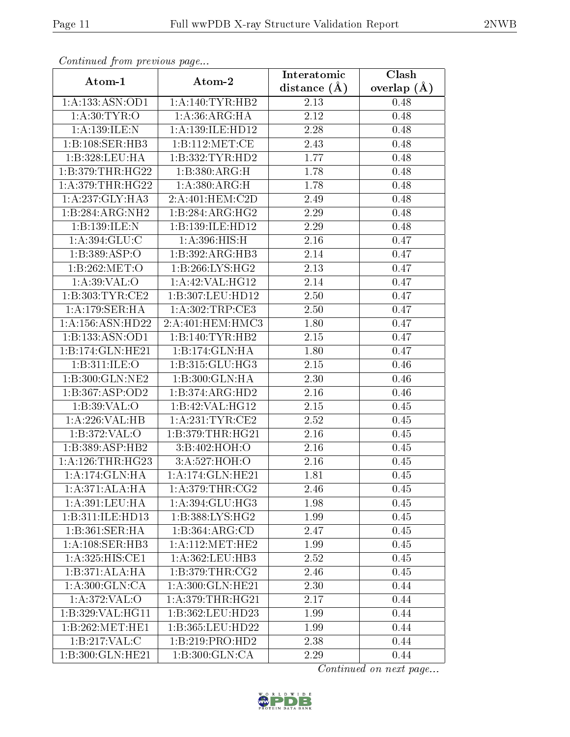*Continued from previous page...*

| Atom-1 | Atom-2 | Interatomic distance (Å) | Clash overlap (Å) |
|---|---|---|---|
| 1:A:133:ASN:OD1 | 1:A:140:TYR:HB2 | 2.13 | 0.48 |
| 1:A:30:TYR:O | 1:A:36:ARG:HA | 2.12 | 0.48 |
| 1:A:139:ILE:N | 1:A:139:ILE:HD12 | 2.28 | 0.48 |
| 1:B:108:SER:HB3 | 1:B:112:MET:CE | 2.43 | 0.48 |
| 1:B:328:LEU:HA | 1:B:332:TYR:HD2 | 1.77 | 0.48 |
| 1:B:379:THR:HG22 | 1:B:380:ARG:H | 1.78 | 0.48 |
| 1:A:379:THR:HG22 | 1:A:380:ARG:H | 1.78 | 0.48 |
| 1:A:237:GLY:HA3 | 2:A:401:HEM:C2D | 2.49 | 0.48 |
| 1:B:284:ARG:NH2 | 1:B:284:ARG:HG2 | 2.29 | 0.48 |
| 1:B:139:ILE:N | 1:B:139:ILE:HD12 | 2.29 | 0.48 |
| 1:A:394:GLU:C | 1:A:396:HIS:H | 2.16 | 0.47 |
| 1:B:389:ASP:O | 1:B:392:ARG:HB3 | 2.14 | 0.47 |
| 1:B:262:MET:O | 1:B:266:LYS:HG2 | 2.13 | 0.47 |
| 1:A:39:VAL:O | 1:A:42:VAL:HG12 | 2.14 | 0.47 |
| 1:B:303:TYR:CE2 | 1:B:307:LEU:HD12 | 2.50 | 0.47 |
| 1:A:179:SER:HA | 1:A:302:TRP:CE3 | 2.50 | 0.47 |
| 1:A:156:ASN:HD22 | 2:A:401:HEM:HMC3 | 1.80 | 0.47 |
| 1:B:133:ASN:OD1 | 1:B:140:TYR:HB2 | 2.15 | 0.47 |
| 1:B:174:GLN:HE21 | 1:B:174:GLN:HA | 1.80 | 0.47 |
| 1:B:311:ILE:O | 1:B:315:GLU:HG3 | 2.15 | 0.46 |
| 1:B:300:GLN:NE2 | 1:B:300:GLN:HA | 2.30 | 0.46 |
| 1:B:367:ASP:OD2 | 1:B:374:ARG:HD2 | 2.16 | 0.46 |
| 1:B:39:VAL:O | 1:B:42:VAL:HG12 | 2.15 | 0.45 |
| 1:A:226:VAL:HB | 1:A:231:TYR:CE2 | 2.52 | 0.45 |
| 1:B:372:VAL:O | 1:B:379:THR:HG21 | 2.16 | 0.45 |
| 1:B:389:ASP:HB2 | 3:B:402:HOH:O | 2.16 | 0.45 |
| 1:A:126:THR:HG23 | 3:A:527:HOH:O | 2.16 | 0.45 |
| 1:A:174:GLN:HA | 1:A:174:GLN:HE21 | 1.81 | 0.45 |
| 1:A:371:ALA:HA | 1:A:379:THR:CG2 | 2.46 | 0.45 |
| 1:A:391:LEU:HA | 1:A:394:GLU:HG3 | 1.98 | 0.45 |
| 1:B:311:ILE:HD13 | 1:B:388:LYS:HG2 | 1.99 | 0.45 |
| 1:B:361:SER:HA | 1:B:364:ARG:CD | 2.47 | 0.45 |
| 1:A:108:SER:HB3 | 1:A:112:MET:HE2 | 1.99 | 0.45 |
| 1:A:325:HIS:CE1 | 1:A:362:LEU:HB3 | 2.52 | 0.45 |
| 1:B:371:ALA:HA | 1:B:379:THR:CG2 | 2.46 | 0.45 |
| 1:A:300:GLN:CA | 1:A:300:GLN:HE21 | 2.30 | 0.44 |
| 1:A:372:VAL:O | 1:A:379:THR:HG21 | 2.17 | 0.44 |
| 1:B:329:VAL:HG11 | 1:B:362:LEU:HD23 | 1.99 | 0.44 |
| 1:B:262:MET:HE1 | 1:B:365:LEU:HD22 | 1.99 | 0.44 |
| 1:B:217:VAL:C | 1:B:219:PRO:HD2 | 2.38 | 0.44 |
| 1:B:300:GLN:HE21 | 1:B:300:GLN:CA | 2.29 | 0.44 |

*Continued on next page...*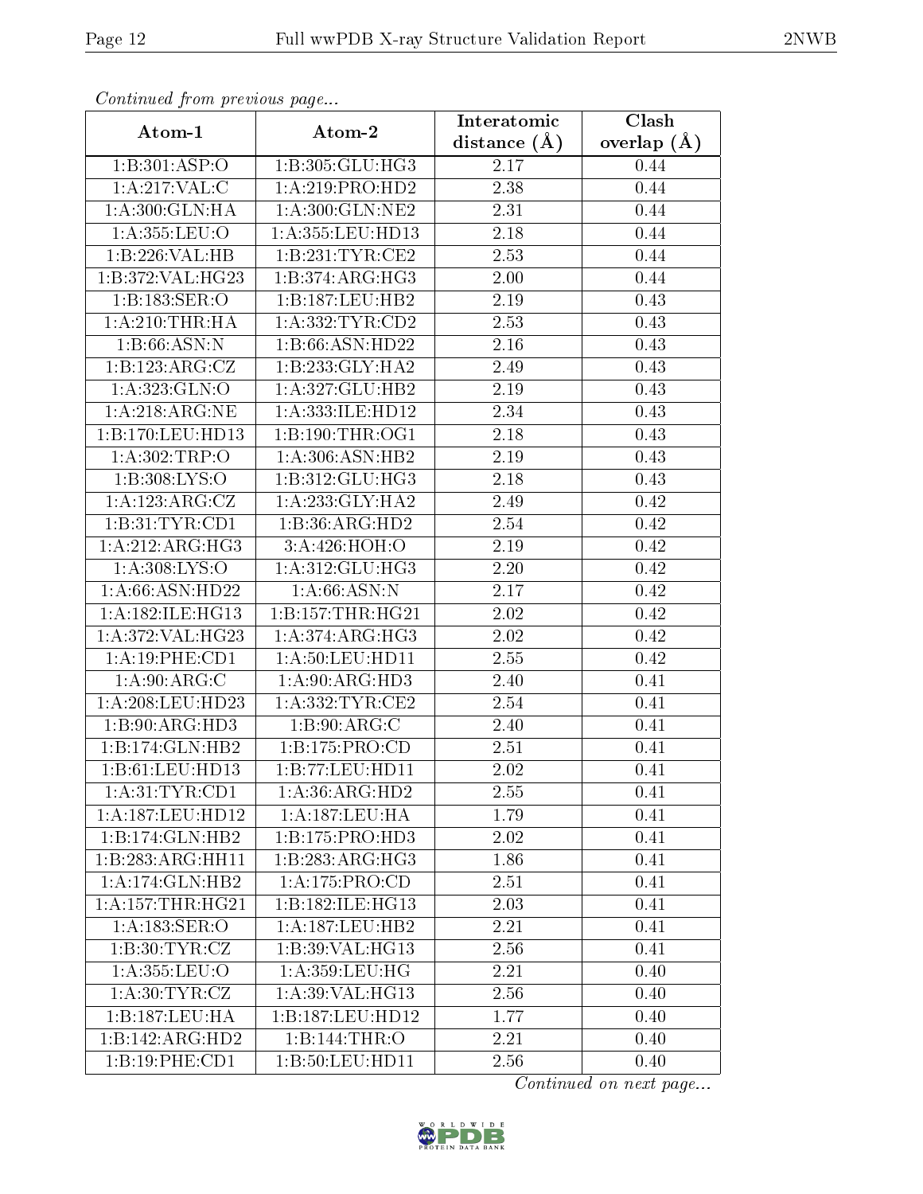*Continued from previous page...*

| Atom-1 | Atom-2 | Interatomic distance (Å) | Clash overlap (Å) |
|---|---|---|---|
| 1:B:301:ASP:O | 1:B:305:GLU:HG3 | 2.17 | 0.44 |
| 1:A:217:VAL:C | 1:A:219:PRO:HD2 | 2.38 | 0.44 |
| 1:A:300:GLN:HA | 1:A:300:GLN:NE2 | 2.31 | 0.44 |
| 1:A:355:LEU:O | 1:A:355:LEU:HD13 | 2.18 | 0.44 |
| 1:B:226:VAL:HB | 1:B:231:TYR:CE2 | 2.53 | 0.44 |
| 1:B:372:VAL:HG23 | 1:B:374:ARG:HG3 | 2.00 | 0.44 |
| 1:B:183:SER:O | 1:B:187:LEU:HB2 | 2.19 | 0.43 |
| 1:A:210:THR:HA | 1:A:332:TYR:CD2 | 2.53 | 0.43 |
| 1:B:66:ASN:N | 1:B:66:ASN:HD22 | 2.16 | 0.43 |
| 1:B:123:ARG:CZ | 1:B:233:GLY:HA2 | 2.49 | 0.43 |
| 1:A:323:GLN:O | 1:A:327:GLU:HB2 | 2.19 | 0.43 |
| 1:A:218:ARG:NE | 1:A:333:ILE:HD12 | 2.34 | 0.43 |
| 1:B:170:LEU:HD13 | 1:B:190:THR:OG1 | 2.18 | 0.43 |
| 1:A:302:TRP:O | 1:A:306:ASN:HB2 | 2.19 | 0.43 |
| 1:B:308:LYS:O | 1:B:312:GLU:HG3 | 2.18 | 0.43 |
| 1:A:123:ARG:CZ | 1:A:233:GLY:HA2 | 2.49 | 0.42 |
| 1:B:31:TYR:CD1 | 1:B:36:ARG:HD2 | 2.54 | 0.42 |
| 1:A:212:ARG:HG3 | 3:A:426:HOH:O | 2.19 | 0.42 |
| 1:A:308:LYS:O | 1:A:312:GLU:HG3 | 2.20 | 0.42 |
| 1:A:66:ASN:HD22 | 1:A:66:ASN:N | 2.17 | 0.42 |
| 1:A:182:ILE:HG13 | 1:B:157:THR:HG21 | 2.02 | 0.42 |
| 1:A:372:VAL:HG23 | 1:A:374:ARG:HG3 | 2.02 | 0.42 |
| 1:A:19:PHE:CD1 | 1:A:50:LEU:HD11 | 2.55 | 0.42 |
| 1:A:90:ARG:C | 1:A:90:ARG:HD3 | 2.40 | 0.41 |
| 1:A:208:LEU:HD23 | 1:A:332:TYR:CE2 | 2.54 | 0.41 |
| 1:B:90:ARG:HD3 | 1:B:90:ARG:C | 2.40 | 0.41 |
| 1:B:174:GLN:HB2 | 1:B:175:PRO:CD | 2.51 | 0.41 |
| 1:B:61:LEU:HD13 | 1:B:77:LEU:HD11 | 2.02 | 0.41 |
| 1:A:31:TYR:CD1 | 1:A:36:ARG:HD2 | 2.55 | 0.41 |
| 1:A:187:LEU:HD12 | 1:A:187:LEU:HA | 1.79 | 0.41 |
| 1:B:174:GLN:HB2 | 1:B:175:PRO:HD3 | 2.02 | 0.41 |
| 1:B:283:ARG:HH11 | 1:B:283:ARG:HG3 | 1.86 | 0.41 |
| 1:A:174:GLN:HB2 | 1:A:175:PRO:CD | 2.51 | 0.41 |
| 1:A:157:THR:HG21 | 1:B:182:ILE:HG13 | 2.03 | 0.41 |
| 1:A:183:SER:O | 1:A:187:LEU:HB2 | 2.21 | 0.41 |
| 1:B:30:TYR:CZ | 1:B:39:VAL:HG13 | 2.56 | 0.41 |
| 1:A:355:LEU:O | 1:A:359:LEU:HG | 2.21 | 0.40 |
| 1:A:30:TYR:CZ | 1:A:39:VAL:HG13 | 2.56 | 0.40 |
| 1:B:187:LEU:HA | 1:B:187:LEU:HD12 | 1.77 | 0.40 |
| 1:B:142:ARG:HD2 | 1:B:144:THR:O | 2.21 | 0.40 |
| 1:B:19:PHE:CD1 | 1:B:50:LEU:HD11 | 2.56 | 0.40 |

*Continued on next page...*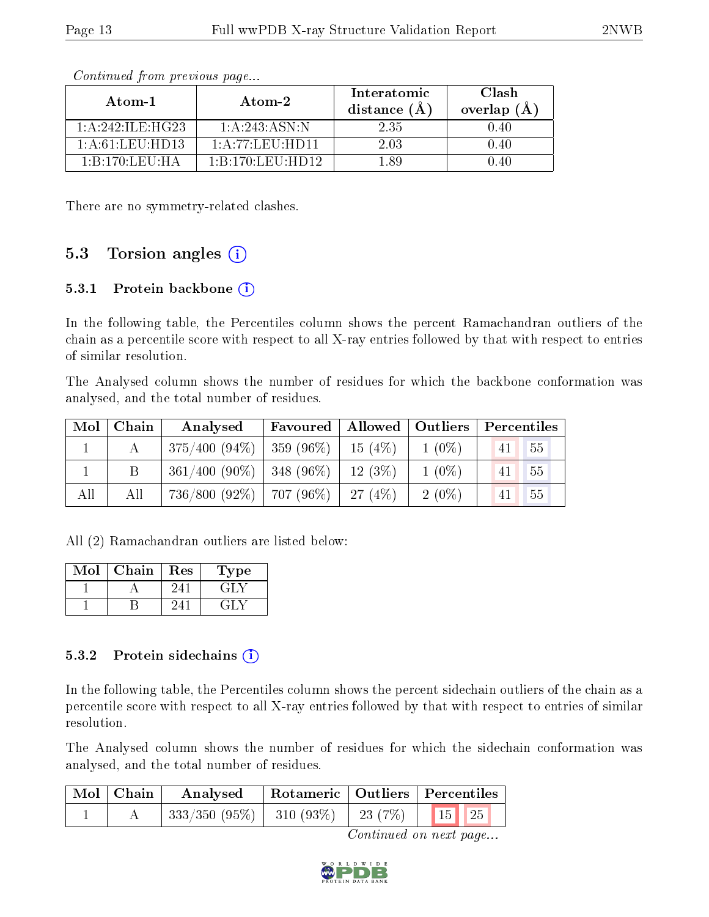*Continued from previous page...*

| Atom-1 | Atom-2 | Interatomic distance (Å) | Clash overlap (Å) |
|---|---|---|---|
| 1:A:242:ILE:HG23 | 1:A:243:ASN:N | 2.35 | 0.40 |
| 1:A:61:LEU:HD13 | 1:A:77:LEU:HD11 | 2.03 | 0.40 |
| 1:B:170:LEU:HA | 1:B:170:LEU:HD12 | 1.89 | 0.40 |

There are no symmetry-related clashes.

## 5.3 Torsion angles

### 5.3.1 Protein backbone

In the following table, the Percentiles column shows the percent Ramachandran outliers of the chain as a percentile score with respect to all X-ray entries followed by that with respect to entries of similar resolution.

The Analysed column shows the number of residues for which the backbone conformation was analysed, and the total number of residues.

| Mol | Chain | Analysed | Favoured | Allowed | Outliers | Percentiles | |
|---|---|---|---|---|---|---|---|
| 1 | A | 375/400 (94%) | 359 (96%) | 15 (4%) | 1 (0%) | 41 | 55 |
| 1 | B | 361/400 (90%) | 348 (96%) | 12 (3%) | 1 (0%) | 41 | 55 |
| All | All | 736/800 (92%) | 707 (96%) | 27 (4%) | 2 (0%) | 41 | 55 |

All (2) Ramachandran outliers are listed below:

| Mol | Chain | Res | Type |
|---|---|---|---|
| 1 | A | 241 | GLY |
| 1 | B | 241 | GLY |

### 5.3.2 Protein sidechains

In the following table, the Percentiles column shows the percent sidechain outliers of the chain as a percentile score with respect to all X-ray entries followed by that with respect to entries of similar resolution.

The Analysed column shows the number of residues for which the sidechain conformation was analysed, and the total number of residues.

| Mol | Chain | Analysed | Rotameric | Outliers | Percentiles | |
|---|---|---|---|---|---|---|
| 1 | A | 333/350 (95%) | 310 (93%) | 23 (7%) | 15 | 25 |

*Continued on next page...*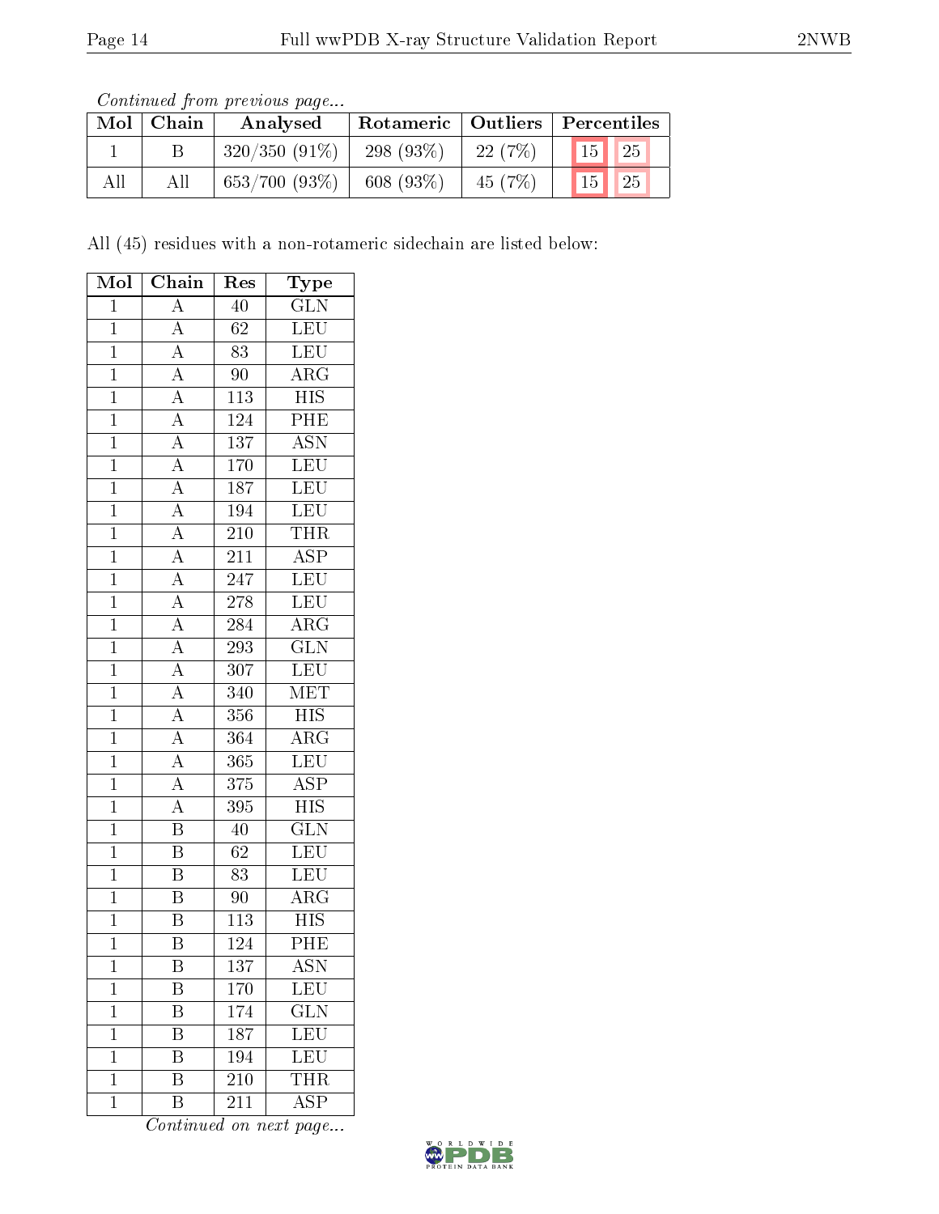*Continued from previous page...*

| Mol | Chain | Analysed | Rotameric | Outliers | Percentiles | |
|---|---|---|---|---|---|---|
| 1 | B | 320/350 (91%) | 298 (93%) | 22 (7%) | 15 | 25 |
| All | All | 653/700 (93%) | 608 (93%) | 45 (7%) | 15 | 25 |

All (45) residues with a non-rotameric sidechain are listed below:

| Mol | Chain | Res | Type |
|---|---|---|---|
| 1 | A | 40 | GLN |
| 1 | A | 62 | LEU |
| 1 | A | 83 | LEU |
| 1 | A | 90 | ARG |
| 1 | A | 113 | HIS |
| 1 | A | 124 | PHE |
| 1 | A | 137 | ASN |
| 1 | A | 170 | LEU |
| 1 | A | 187 | LEU |
| 1 | A | 194 | LEU |
| 1 | A | 210 | THR |
| 1 | A | 211 | ASP |
| 1 | A | 247 | LEU |
| 1 | A | 278 | LEU |
| 1 | A | 284 | ARG |
| 1 | A | 293 | GLN |
| 1 | A | 307 | LEU |
| 1 | A | 340 | MET |
| 1 | A | 356 | HIS |
| 1 | A | 364 | ARG |
| 1 | A | 365 | LEU |
| 1 | A | 375 | ASP |
| 1 | A | 395 | HIS |
| 1 | B | 40 | GLN |
| 1 | B | 62 | LEU |
| 1 | B | 83 | LEU |
| 1 | B | 90 | ARG |
| 1 | B | 113 | HIS |
| 1 | B | 124 | PHE |
| 1 | B | 137 | ASN |
| 1 | B | 170 | LEU |
| 1 | B | 174 | GLN |
| 1 | B | 187 | LEU |
| 1 | B | 194 | LEU |
| 1 | B | 210 | THR |
| 1 | B | 211 | ASP |

*Continued on next page...*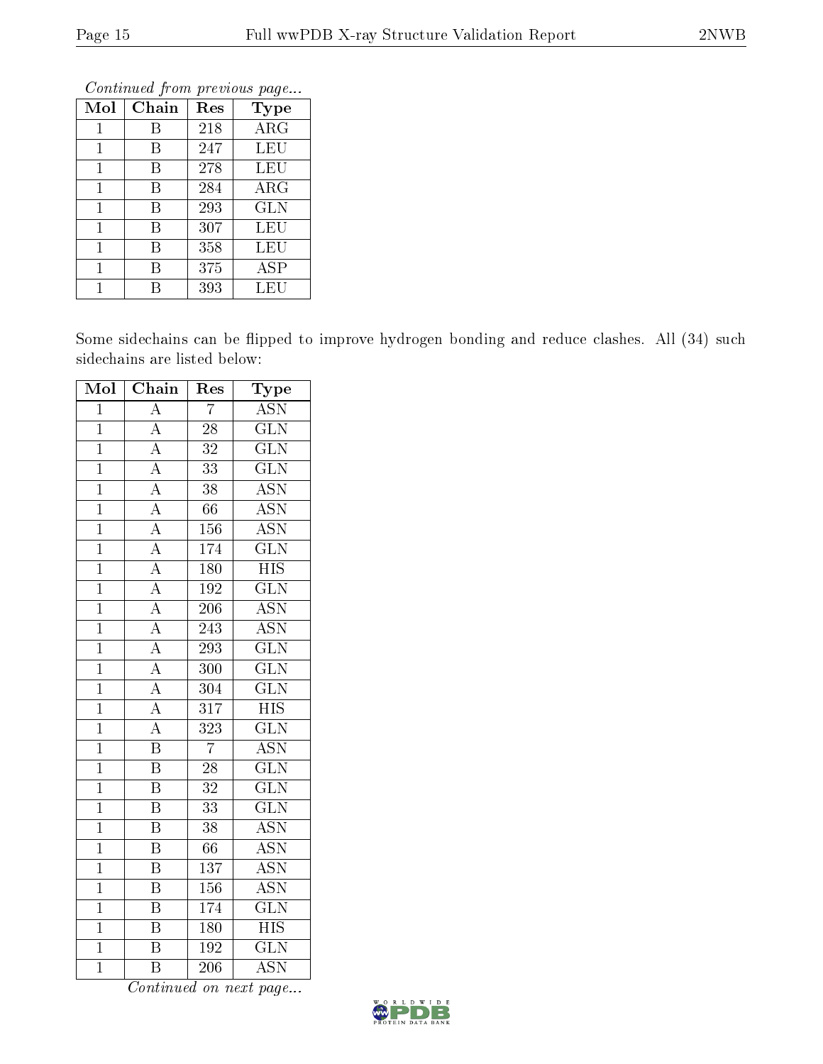*Continued from previous page...*

| Mol | Chain | Res | Type |
|---|---|---|---|
| 1 | B | 218 | ARG |
| 1 | B | 247 | LEU |
| 1 | B | 278 | LEU |
| 1 | B | 284 | ARG |
| 1 | B | 293 | GLN |
| 1 | B | 307 | LEU |
| 1 | B | 358 | LEU |
| 1 | B | 375 | ASP |
| 1 | B | 393 | LEU |

Some sidechains can be flipped to improve hydrogen bonding and reduce clashes. All (34) such sidechains are listed below:

| Mol | Chain | Res | Type |
|---|---|---|---|
| 1 | A | 7 | ASN |
| 1 | A | 28 | GLN |
| 1 | A | 32 | GLN |
| 1 | A | 33 | GLN |
| 1 | A | 38 | ASN |
| 1 | A | 66 | ASN |
| 1 | A | 156 | ASN |
| 1 | A | 174 | GLN |
| 1 | A | 180 | HIS |
| 1 | A | 192 | GLN |
| 1 | A | 206 | ASN |
| 1 | A | 243 | ASN |
| 1 | A | 293 | GLN |
| 1 | A | 300 | GLN |
| 1 | A | 304 | GLN |
| 1 | A | 317 | HIS |
| 1 | A | 323 | GLN |
| 1 | B | 7 | ASN |
| 1 | B | 28 | GLN |
| 1 | B | 32 | GLN |
| 1 | B | 33 | GLN |
| 1 | B | 38 | ASN |
| 1 | B | 66 | ASN |
| 1 | B | 137 | ASN |
| 1 | B | 156 | ASN |
| 1 | B | 174 | GLN |
| 1 | B | 180 | HIS |
| 1 | B | 192 | GLN |
| 1 | B | 206 | ASN |

*Continued on next page...*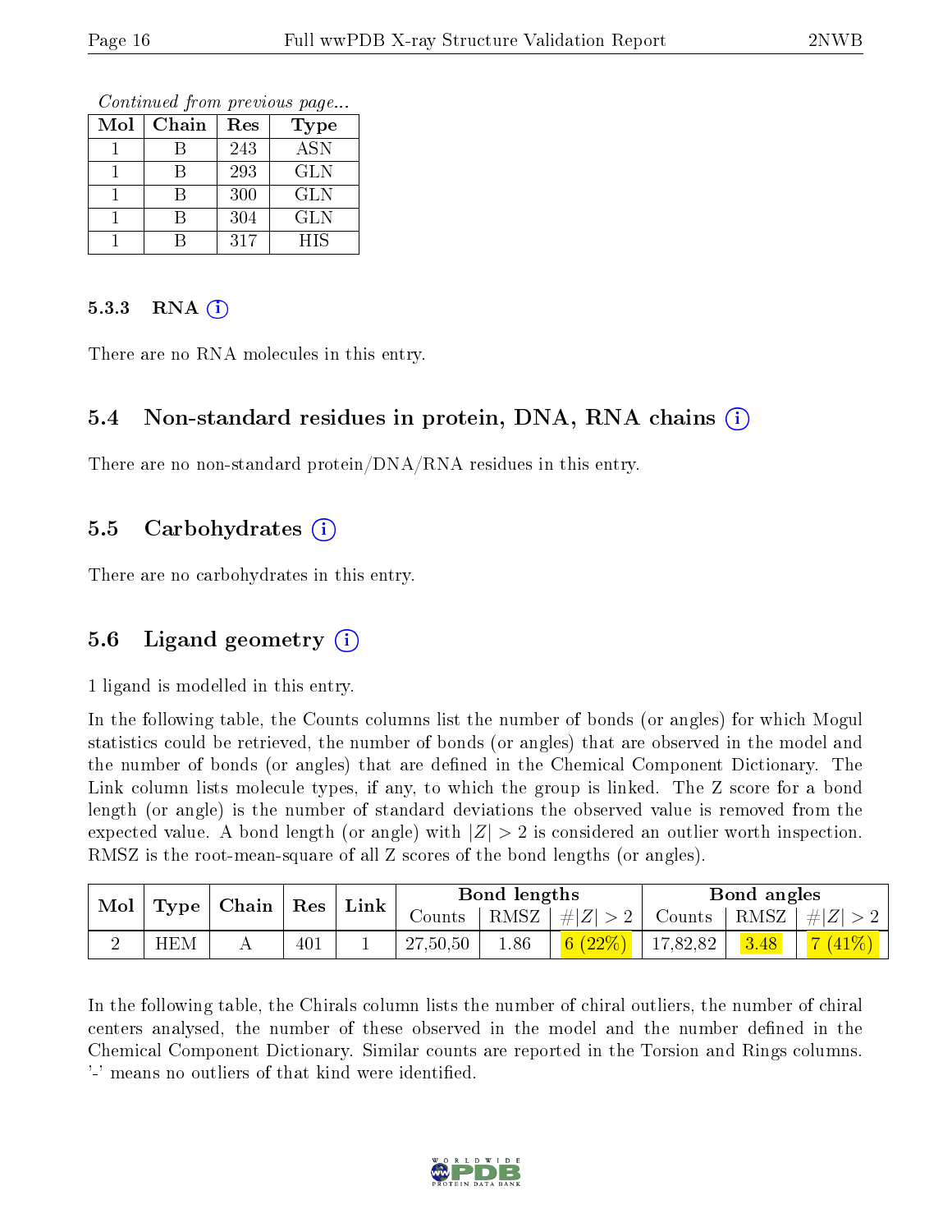*Continued from previous page...*

| Mol | Chain | Res | Type |
|---|---|---|---|
| 1 | B | 243 | ASN |
| 1 | B | 293 | GLN |
| 1 | B | 300 | GLN |
| 1 | B | 304 | GLN |
| 1 | B | 317 | HIS |

#### 5.3.3 RNA

There are no RNA molecules in this entry.

### 5.4 Non-standard residues in protein, DNA, RNA chains

There are no non-standard protein/DNA/RNA residues in this entry.

### 5.5 Carbohydrates

There are no carbohydrates in this entry.

### 5.6 Ligand geometry

1 ligand is modelled in this entry.

In the following table, the Counts columns list the number of bonds (or angles) for which Mogul statistics could be retrieved, the number of bonds (or angles) that are observed in the model and the number of bonds (or angles) that are defined in the Chemical Component Dictionary. The Link column lists molecule types, if any, to which the group is linked. The Z score for a bond length (or angle) is the number of standard deviations the observed value is removed from the expected value. A bond length (or angle) with $|Z| > 2$ is considered an outlier worth inspection. RMSZ is the root-mean-square of all Z scores of the bond lengths (or angles).

| Mol | Type | Chain | Res | Link | Bond lengths | | | Bond angles | | |
|---|---|---|---|---|---|---|---|---|---|---|
| | | | | | Counts | RMSZ | $\#\|Z\| > 2$ | Counts | RMSZ | $\#\|Z\| > 2$ |
| 2 | HEM | A | 401 | 1 | 27,50,50 | 1.86 | 6 (22%) | 17,82,82 | 3.48 | 7 (41%) |

In the following table, the Chirals column lists the number of chiral outliers, the number of chiral centers analysed, the number of these observed in the model and the number defined in the Chemical Component Dictionary. Similar counts are reported in the Torsion and Rings columns. '-' means no outliers of that kind were identified.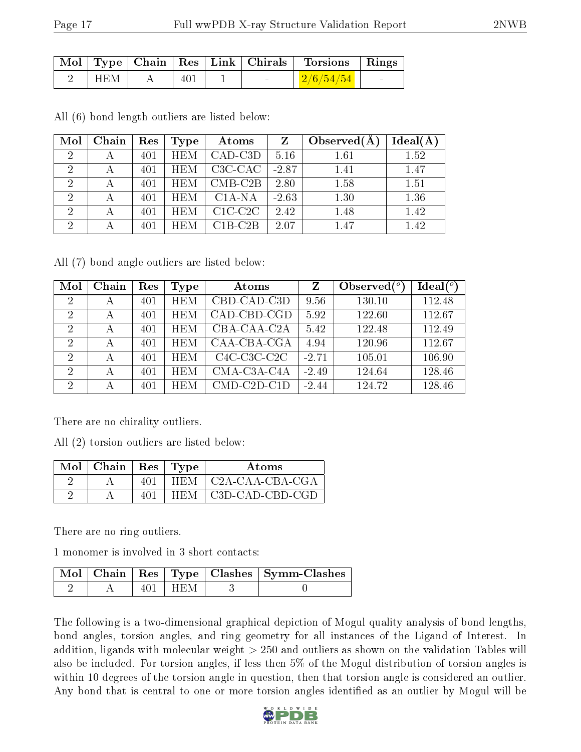| Mol | Type | Chain | Res | Link | Chirals | Torsions | Rings |
|---|---|---|---|---|---|---|---|
| 2 | HEM | A | 401 | 1 | - | 2/6/54/54 | - |

All (6) bond length outliers are listed below:

| Mol | Chain | Res | Type | Atoms | Z | Observed(Å) | Ideal(Å) |
|---|---|---|---|---|---|---|---|
| 2 | A | 401 | HEM | CAD-C3D | 5.16 | 1.61 | 1.52 |
| 2 | A | 401 | HEM | C3C-CAC | -2.87 | 1.41 | 1.47 |
| 2 | A | 401 | HEM | CMB-C2B | 2.80 | 1.58 | 1.51 |
| 2 | A | 401 | HEM | C1A-NA | -2.63 | 1.30 | 1.36 |
| 2 | A | 401 | HEM | C1C-C2C | 2.42 | 1.48 | 1.42 |
| 2 | A | 401 | HEM | C1B-C2B | 2.07 | 1.47 | 1.42 |

All (7) bond angle outliers are listed below:

| Mol | Chain | Res | Type | Atoms | Z | Observed(°) | Ideal(°) |
|---|---|---|---|---|---|---|---|
| 2 | A | 401 | HEM | CBD-CAD-C3D | 9.56 | 130.10 | 112.48 |
| 2 | A | 401 | HEM | CAD-CBD-CGD | 5.92 | 122.60 | 112.67 |
| 2 | A | 401 | HEM | CBA-CAA-C2A | 5.42 | 122.48 | 112.49 |
| 2 | A | 401 | HEM | CAA-CBA-CGA | 4.94 | 120.96 | 112.67 |
| 2 | A | 401 | HEM | C4C-C3C-C2C | -2.71 | 105.01 | 106.90 |
| 2 | A | 401 | HEM | CMA-C3A-C4A | -2.49 | 124.64 | 128.46 |
| 2 | A | 401 | HEM | CMD-C2D-C1D | -2.44 | 124.72 | 128.46 |

There are no chirality outliers.

All (2) torsion outliers are listed below:

| Mol | Chain | Res | Type | Atoms |
|---|---|---|---|---|
| 2 | A | 401 | HEM | C2A-CAA-CBA-CGA |
| 2 | A | 401 | HEM | C3D-CAD-CBD-CGD |

There are no ring outliers.

1 monomer is involved in 3 short contacts:

| Mol | Chain | Res | Type | Clashes | Symm-Clashes |
|---|---|---|---|---|---|
| 2 | A | 401 | HEM | 3 | 0 |

The following is a two-dimensional graphical depiction of Mogul quality analysis of bond lengths, bond angles, torsion angles, and ring geometry for all instances of the Ligand of Interest. In addition, ligands with molecular weight > 250 and outliers as shown on the validation Tables will also be included. For torsion angles, if less then 5% of the Mogul distribution of torsion angles is within 10 degrees of the torsion angle in question, then that torsion angle is considered an outlier. Any bond that is central to one or more torsion angles identified as an outlier by Mogul will be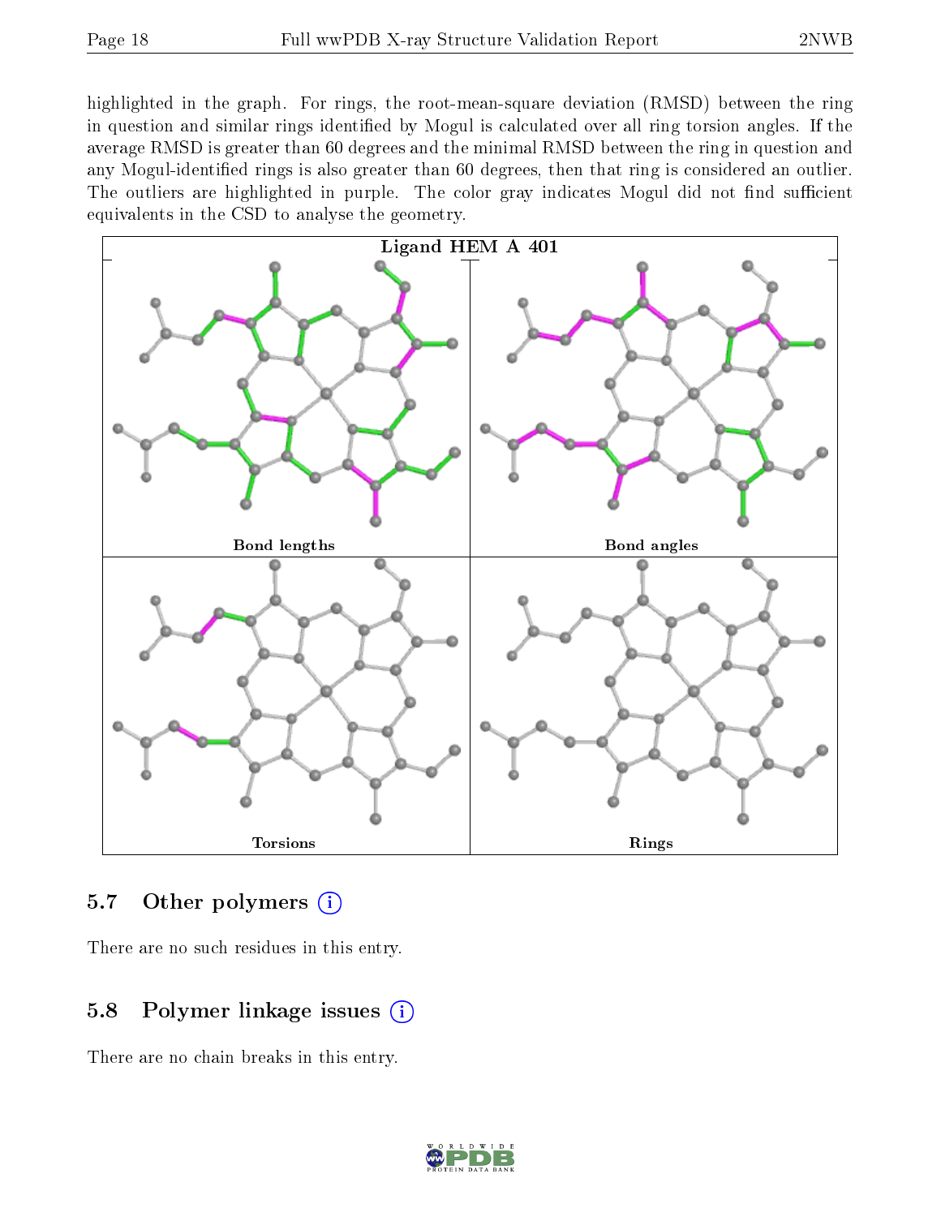highlighted in the graph. For rings, the root-mean-square deviation (RMSD) between the ring in question and similar rings identified by Mogul is calculated over all ring torsion angles. If the average RMSD is greater than 60 degrees and the minimal RMSD between the ring in question and any Mogul-identified rings is also greater than 60 degrees, then that ring is considered an outlier. The outliers are highlighted in purple. The color gray indicates Mogul did not find sufficient equivalents in the CSD to analyse the geometry.

Ligand HEM A 401

Bond lengths

Bond angles

Torsions

Rings

## 5.7 Other polymers

There are no such residues in this entry.

## 5.8 Polymer linkage issues

There are no chain breaks in this entry.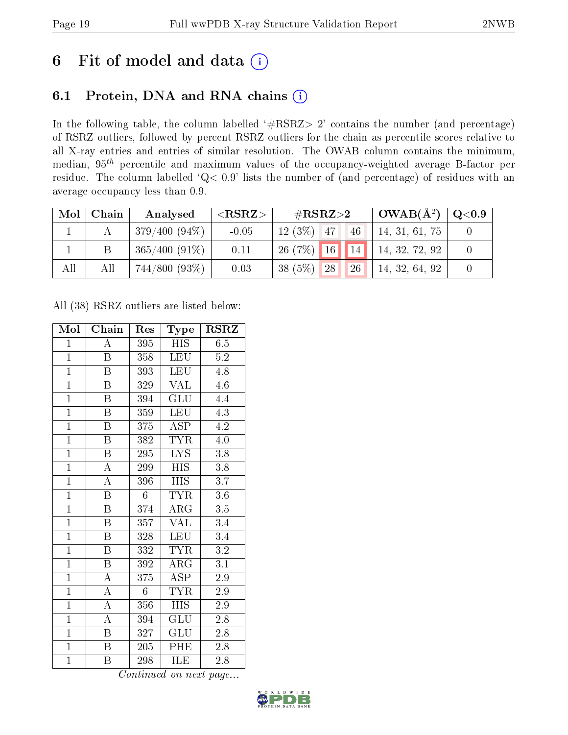# 6 Fit of model and data

## 6.1 Protein, DNA and RNA chains

In the following table, the column labelled '#RSRZ> 2' contains the number (and percentage) of RSRZ outliers, followed by percent RSRZ outliers for the chain as percentile scores relative to all X-ray entries and entries of similar resolution. The OWAB column contains the minimum, median, $95^{th}$ percentile and maximum values of the occupancy-weighted average B-factor per residue. The column labelled 'Q< 0.9' lists the number of (and percentage) of residues with an average occupancy less than 0.9.

| Mol | Chain | Analysed | <RSRZ> | #RSRZ>2 | | | OWAB(Å$^2$) | Q<0.9 |
|---|---|---|---|---|---|---|---|---|
| 1 | A | 379/400 (94%) | -0.05 | 12 (3%) | 47 | 46 | 14, 31, 61, 75 | 0 |
| 1 | B | 365/400 (91%) | 0.11 | 26 (7%) | 16 | 14 | 14, 32, 72, 92 | 0 |
| All | All | 744/800 (93%) | 0.03 | 38 (5%) | 28 | 26 | 14, 32, 64, 92 | 0 |

All (38) RSRZ outliers are listed below:

| Mol | Chain | Res | Type | RSRZ |
|---|---|---|---|---|
| 1 | A | 395 | HIS | 6.5 |
| 1 | B | 358 | LEU | 5.2 |
| 1 | B | 393 | LEU | 4.8 |
| 1 | B | 329 | VAL | 4.6 |
| 1 | B | 394 | GLU | 4.4 |
| 1 | B | 359 | LEU | 4.3 |
| 1 | B | 375 | ASP | 4.2 |
| 1 | B | 382 | TYR | 4.0 |
| 1 | B | 295 | LYS | 3.8 |
| 1 | A | 299 | HIS | 3.8 |
| 1 | A | 396 | HIS | 3.7 |
| 1 | B | 6 | TYR | 3.6 |
| 1 | B | 374 | ARG | 3.5 |
| 1 | B | 357 | VAL | 3.4 |
| 1 | B | 328 | LEU | 3.4 |
| 1 | B | 332 | TYR | 3.2 |
| 1 | B | 392 | ARG | 3.1 |
| 1 | A | 375 | ASP | 2.9 |
| 1 | A | 6 | TYR | 2.9 |
| 1 | A | 356 | HIS | 2.9 |
| 1 | A | 394 | GLU | 2.8 |
| 1 | B | 327 | GLU | 2.8 |
| 1 | B | 205 | PHE | 2.8 |
| 1 | B | 298 | ILE | 2.8 |

*Continued on next page...*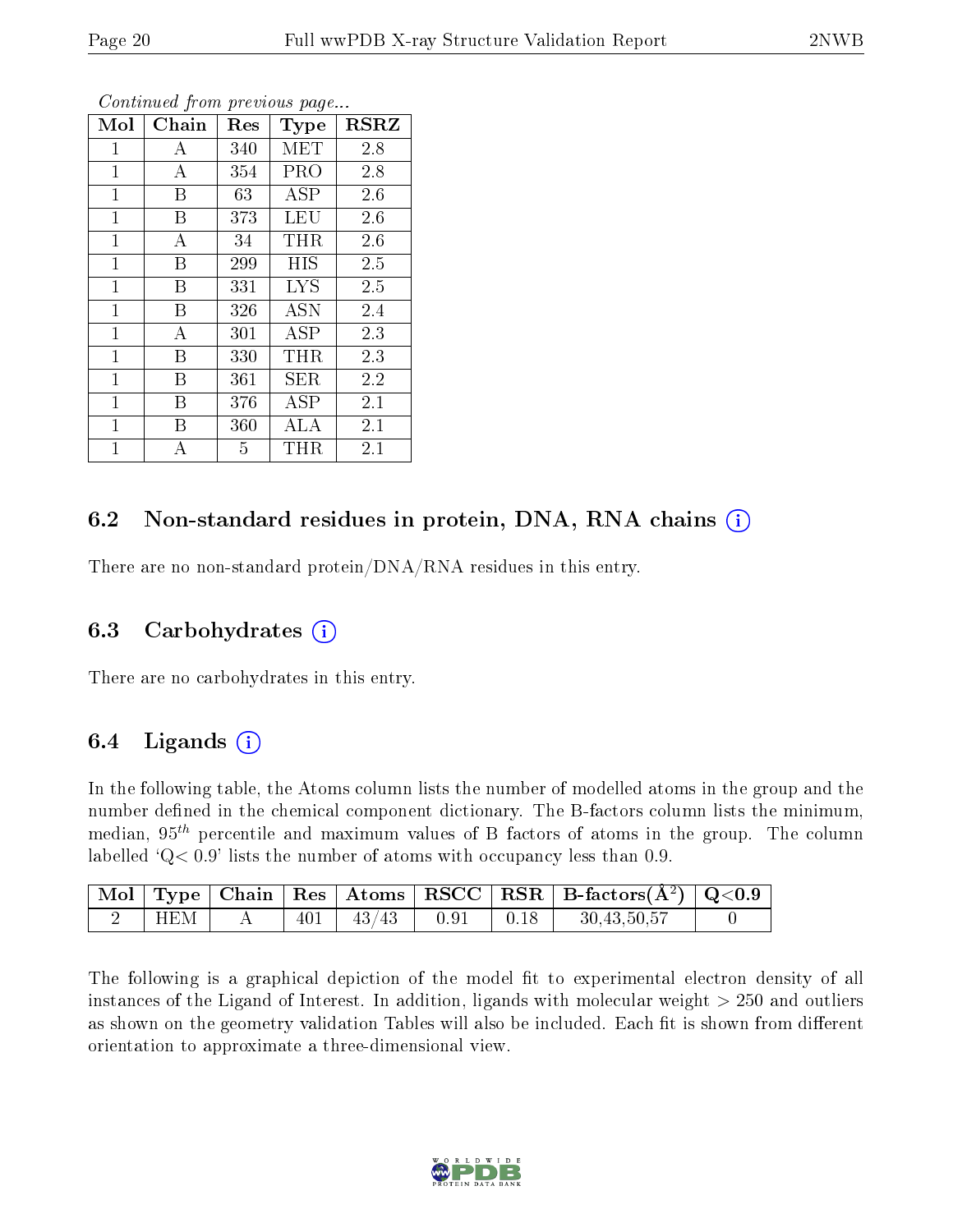*Continued from previous page...*

| Mol | Chain | Res | Type | RSRZ |
|---|---|---|---|---|
| 1 | A | 340 | MET | 2.8 |
| 1 | A | 354 | PRO | 2.8 |
| 1 | B | 63 | ASP | 2.6 |
| 1 | B | 373 | LEU | 2.6 |
| 1 | A | 34 | THR | 2.6 |
| 1 | B | 299 | HIS | 2.5 |
| 1 | B | 331 | LYS | 2.5 |
| 1 | B | 326 | ASN | 2.4 |
| 1 | A | 301 | ASP | 2.3 |
| 1 | B | 330 | THR | 2.3 |
| 1 | B | 361 | SER | 2.2 |
| 1 | B | 376 | ASP | 2.1 |
| 1 | B | 360 | ALA | 2.1 |
| 1 | A | 5 | THR | 2.1 |

## 6.2 Non-standard residues in protein, DNA, RNA chains

There are no non-standard protein/DNA/RNA residues in this entry.

## 6.3 Carbohydrates

There are no carbohydrates in this entry.

## 6.4 Ligands

In the following table, the Atoms column lists the number of modelled atoms in the group and the number defined in the chemical component dictionary. The B-factors column lists the minimum, median, $95^{th}$ percentile and maximum values of B factors of atoms in the group. The column labelled 'Q< 0.9' lists the number of atoms with occupancy less than 0.9.

| Mol | Type | Chain | Res | Atoms | RSCC | RSR | B-factors(Å$^2$) | Q<0.9 |
|---|---|---|---|---|---|---|---|---|
| 2 | HEM | A | 401 | 43/43 | 0.91 | 0.18 | 30,43,50,57 | 0 |

The following is a graphical depiction of the model fit to experimental electron density of all instances of the Ligand of Interest. In addition, ligands with molecular weight > 250 and outliers as shown on the geometry validation Tables will also be included. Each fit is shown from different orientation to approximate a three-dimensional view.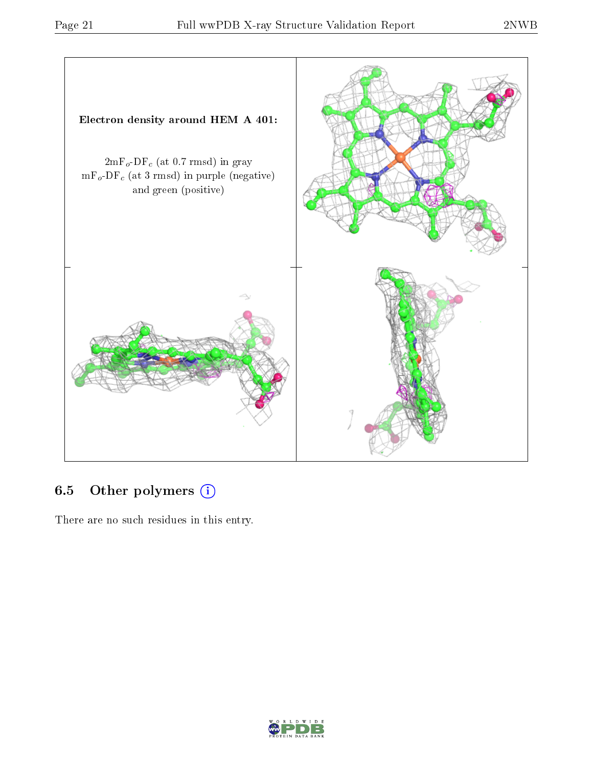**Electron density around HEM A 401:**

$2mF_o$-$DF_c$ (at 0.7 rmsd) in gray
$mF_o$-$DF_c$ (at 3 rmsd) in purple (negative)
and green (positive)

## 6.5 Other polymers

There are no such residues in this entry.